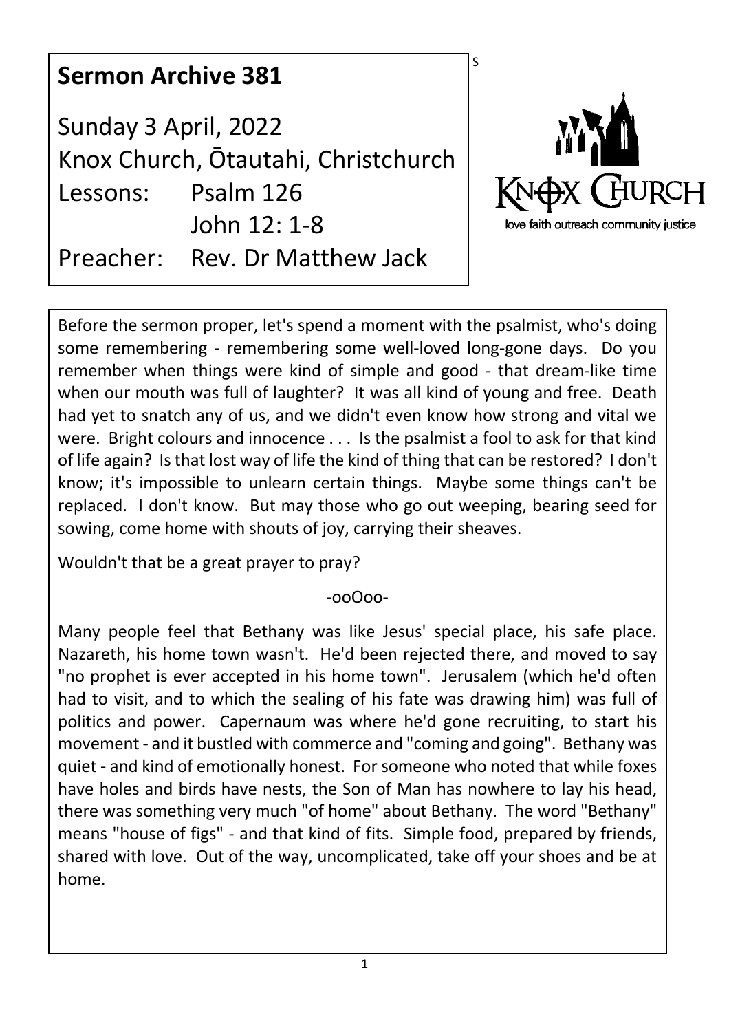# Sermon Archive 381

Sunday 3 April, 2022
Knox Church, Ōtautahi, Christchurch
Lessons: Psalm 126
John 12: 1-8
Preacher: Rev. Dr Matthew Jack

Before the sermon proper, let's spend a moment with the psalmist, who's doing some remembering - remembering some well-loved long-gone days. Do you remember when things were kind of simple and good - that dream-like time when our mouth was full of laughter? It was all kind of young and free. Death had yet to snatch any of us, and we didn't even know how strong and vital we were. Bright colours and innocence . . . Is the psalmist a fool to ask for that kind of life again? Is that lost way of life the kind of thing that can be restored? I don't know; it's impossible to unlearn certain things. Maybe some things can't be replaced. I don't know. But may those who go out weeping, bearing seed for sowing, come home with shouts of joy, carrying their sheaves.

Wouldn't that be a great prayer to pray?

-ooOoo-

Many people feel that Bethany was like Jesus' special place, his safe place. Nazareth, his home town wasn't. He'd been rejected there, and moved to say "no prophet is ever accepted in his home town". Jerusalem (which he'd often had to visit, and to which the sealing of his fate was drawing him) was full of politics and power. Capernaum was where he'd gone recruiting, to start his movement - and it bustled with commerce and "coming and going". Bethany was quiet - and kind of emotionally honest. For someone who noted that while foxes have holes and birds have nests, the Son of Man has nowhere to lay his head, there was something very much "of home" about Bethany. The word "Bethany" means "house of figs" - and that kind of fits. Simple food, prepared by friends, shared with love. Out of the way, uncomplicated, take off your shoes and be at home.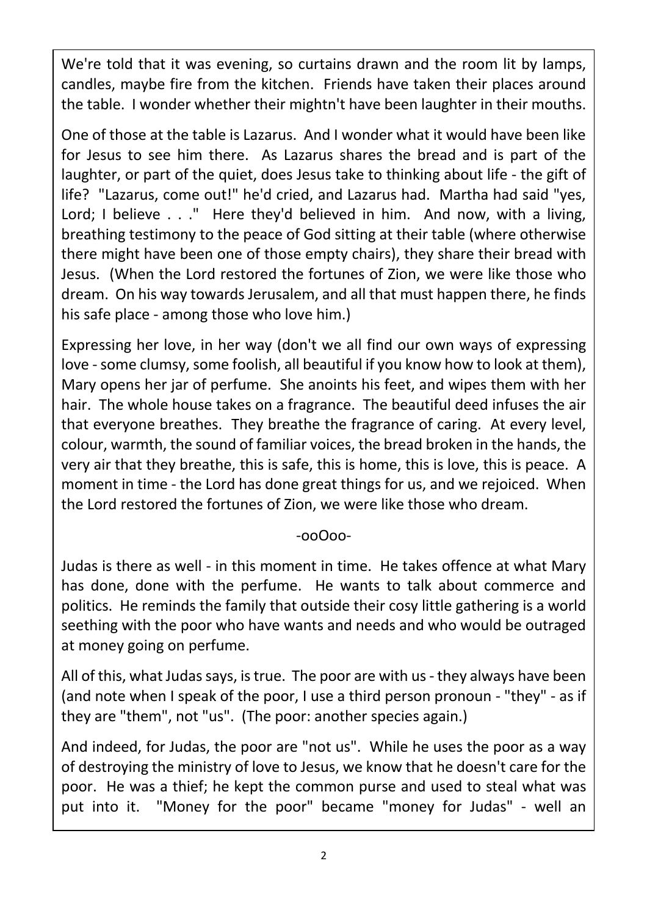We're told that it was evening, so curtains drawn and the room lit by lamps, candles, maybe fire from the kitchen. Friends have taken their places around the table. I wonder whether their mightn't have been laughter in their mouths.

One of those at the table is Lazarus. And I wonder what it would have been like for Jesus to see him there. As Lazarus shares the bread and is part of the laughter, or part of the quiet, does Jesus take to thinking about life - the gift of life? "Lazarus, come out!" he'd cried, and Lazarus had. Martha had said "yes, Lord; I believe . . ." Here they'd believed in him. And now, with a living, breathing testimony to the peace of God sitting at their table (where otherwise there might have been one of those empty chairs), they share their bread with Jesus. (When the Lord restored the fortunes of Zion, we were like those who dream. On his way towards Jerusalem, and all that must happen there, he finds his safe place - among those who love him.)

Expressing her love, in her way (don't we all find our own ways of expressing love - some clumsy, some foolish, all beautiful if you know how to look at them), Mary opens her jar of perfume. She anoints his feet, and wipes them with her hair. The whole house takes on a fragrance. The beautiful deed infuses the air that everyone breathes. They breathe the fragrance of caring. At every level, colour, warmth, the sound of familiar voices, the bread broken in the hands, the very air that they breathe, this is safe, this is home, this is love, this is peace. A moment in time - the Lord has done great things for us, and we rejoiced. When the Lord restored the fortunes of Zion, we were like those who dream.

-ooOoo-

Judas is there as well - in this moment in time. He takes offence at what Mary has done, done with the perfume. He wants to talk about commerce and politics. He reminds the family that outside their cosy little gathering is a world seething with the poor who have wants and needs and who would be outraged at money going on perfume.

All of this, what Judas says, is true. The poor are with us - they always have been (and note when I speak of the poor, I use a third person pronoun - "they" - as if they are "them", not "us". (The poor: another species again.)

And indeed, for Judas, the poor are "not us". While he uses the poor as a way of destroying the ministry of love to Jesus, we know that he doesn't care for the poor. He was a thief; he kept the common purse and used to steal what was put into it. "Money for the poor" became "money for Judas" - well an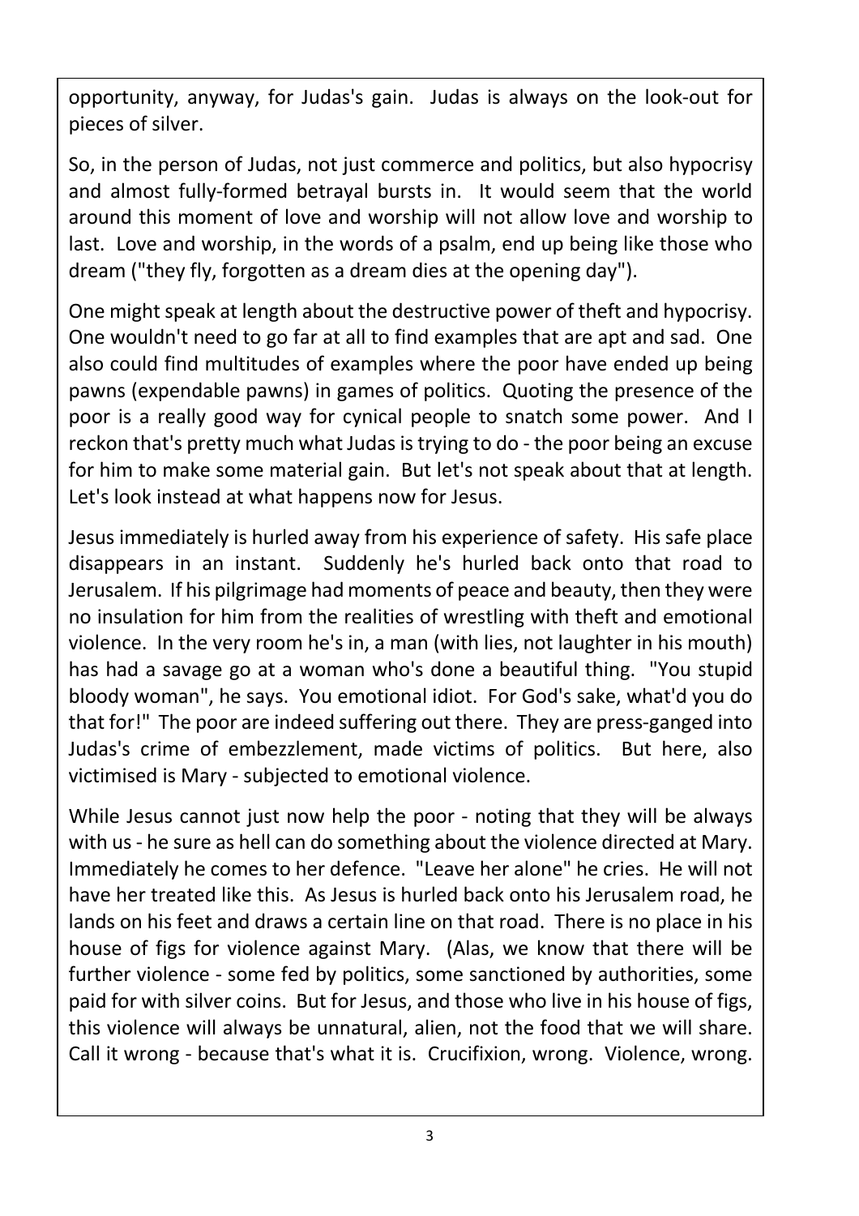opportunity, anyway, for Judas's gain. Judas is always on the look-out for pieces of silver.

So, in the person of Judas, not just commerce and politics, but also hypocrisy and almost fully-formed betrayal bursts in. It would seem that the world around this moment of love and worship will not allow love and worship to last. Love and worship, in the words of a psalm, end up being like those who dream ("they fly, forgotten as a dream dies at the opening day").

One might speak at length about the destructive power of theft and hypocrisy. One wouldn't need to go far at all to find examples that are apt and sad. One also could find multitudes of examples where the poor have ended up being pawns (expendable pawns) in games of politics. Quoting the presence of the poor is a really good way for cynical people to snatch some power. And I reckon that's pretty much what Judas is trying to do - the poor being an excuse for him to make some material gain. But let's not speak about that at length. Let's look instead at what happens now for Jesus.

Jesus immediately is hurled away from his experience of safety. His safe place disappears in an instant. Suddenly he's hurled back onto that road to Jerusalem. If his pilgrimage had moments of peace and beauty, then they were no insulation for him from the realities of wrestling with theft and emotional violence. In the very room he's in, a man (with lies, not laughter in his mouth) has had a savage go at a woman who's done a beautiful thing. "You stupid bloody woman", he says. You emotional idiot. For God's sake, what'd you do that for!" The poor are indeed suffering out there. They are press-ganged into Judas's crime of embezzlement, made victims of politics. But here, also victimised is Mary - subjected to emotional violence.

While Jesus cannot just now help the poor - noting that they will be always with us - he sure as hell can do something about the violence directed at Mary. Immediately he comes to her defence. "Leave her alone" he cries. He will not have her treated like this. As Jesus is hurled back onto his Jerusalem road, he lands on his feet and draws a certain line on that road. There is no place in his house of figs for violence against Mary. (Alas, we know that there will be further violence - some fed by politics, some sanctioned by authorities, some paid for with silver coins. But for Jesus, and those who live in his house of figs, this violence will always be unnatural, alien, not the food that we will share. Call it wrong - because that's what it is. Crucifixion, wrong. Violence, wrong.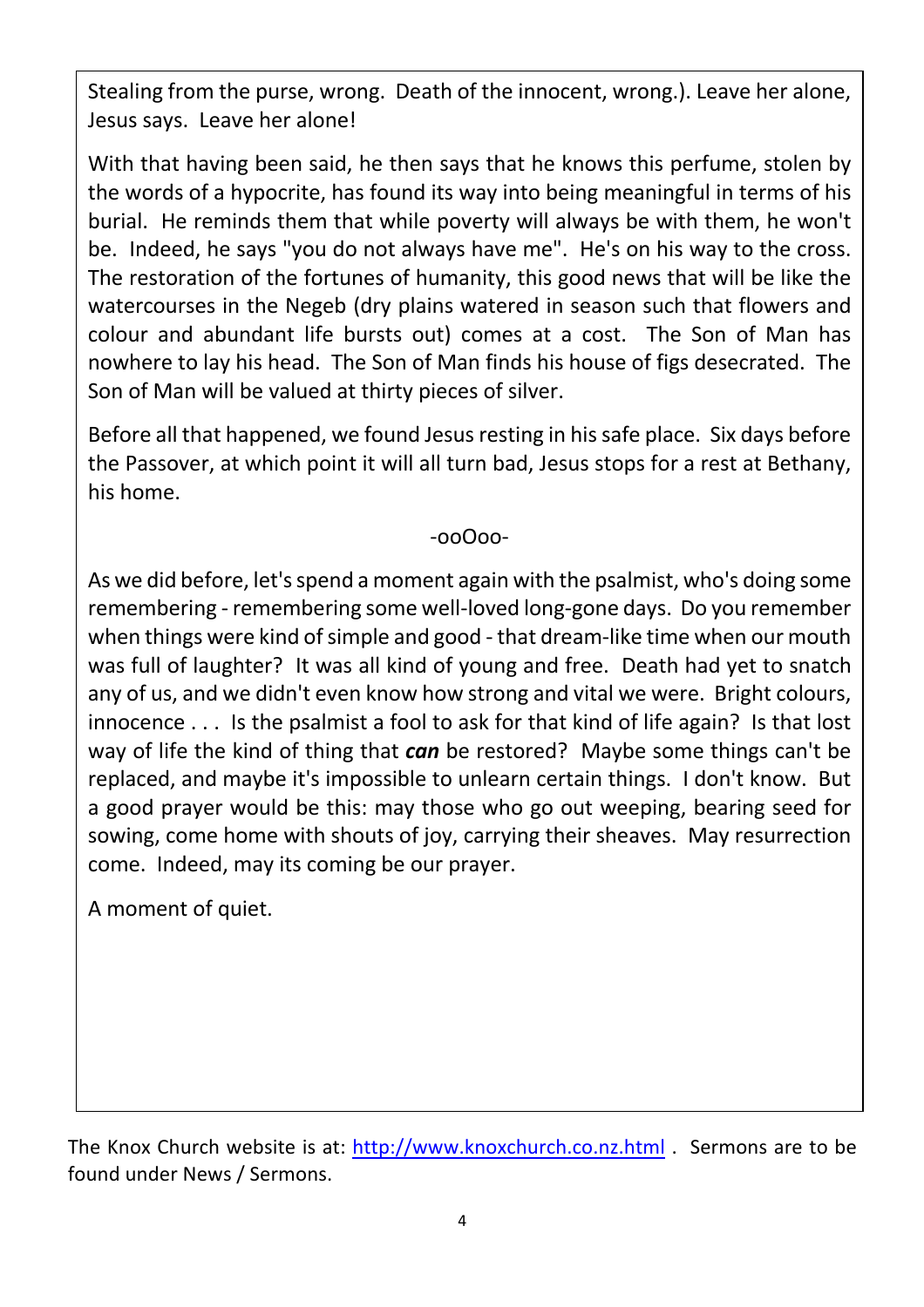Stealing from the purse, wrong. Death of the innocent, wrong.). Leave her alone, Jesus says. Leave her alone!

With that having been said, he then says that he knows this perfume, stolen by the words of a hypocrite, has found its way into being meaningful in terms of his burial. He reminds them that while poverty will always be with them, he won't be. Indeed, he says "you do not always have me". He's on his way to the cross. The restoration of the fortunes of humanity, this good news that will be like the watercourses in the Negeb (dry plains watered in season such that flowers and colour and abundant life bursts out) comes at a cost. The Son of Man has nowhere to lay his head. The Son of Man finds his house of figs desecrated. The Son of Man will be valued at thirty pieces of silver.

Before all that happened, we found Jesus resting in his safe place. Six days before the Passover, at which point it will all turn bad, Jesus stops for a rest at Bethany, his home.

-ooOoo-

As we did before, let's spend a moment again with the psalmist, who's doing some remembering - remembering some well-loved long-gone days. Do you remember when things were kind of simple and good - that dream-like time when our mouth was full of laughter? It was all kind of young and free. Death had yet to snatch any of us, and we didn't even know how strong and vital we were. Bright colours, innocence . . . Is the psalmist a fool to ask for that kind of life again? Is that lost way of life the kind of thing that ***can*** be restored? Maybe some things can't be replaced, and maybe it's impossible to unlearn certain things. I don't know. But a good prayer would be this: may those who go out weeping, bearing seed for sowing, come home with shouts of joy, carrying their sheaves. May resurrection come. Indeed, may its coming be our prayer.

A moment of quiet.

The Knox Church website is at: [http://www.knoxchurch.co.nz.html](http://www.knoxchurch.co.nz.html) . Sermons are to be found under News / Sermons.